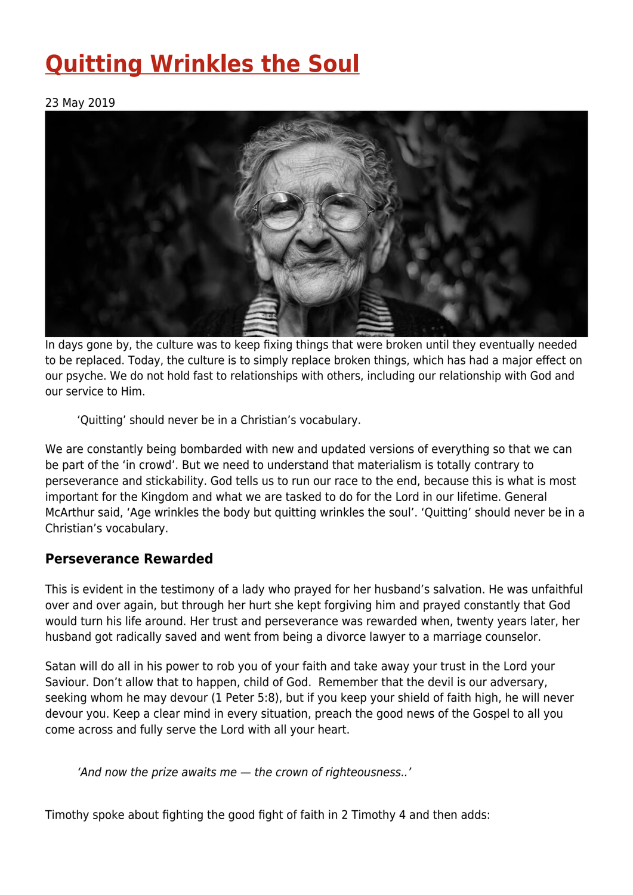# Quitting Wrinkles the Soul

23 May 2019

In days gone by, the culture was to keep fixing things that were broken until they eventually needed to be replaced. Today, the culture is to simply replace broken things, which has had a major effect on our psyche. We do not hold fast to relationships with others, including our relationship with God and our service to Him.

> 'Quitting' should never be in a Christian's vocabulary.

We are constantly being bombarded with new and updated versions of everything so that we can be part of the 'in crowd'. But we need to understand that materialism is totally contrary to perseverance and stickability. God tells us to run our race to the end, because this is what is most important for the Kingdom and what we are tasked to do for the Lord in our lifetime. General McArthur said, 'Age wrinkles the body but quitting wrinkles the soul'. 'Quitting' should never be in a Christian's vocabulary.

### Perseverance Rewarded

This is evident in the testimony of a lady who prayed for her husband's salvation. He was unfaithful over and over again, but through her hurt she kept forgiving him and prayed constantly that God would turn his life around. Her trust and perseverance was rewarded when, twenty years later, her husband got radically saved and went from being a divorce lawyer to a marriage counselor.

Satan will do all in his power to rob you of your faith and take away your trust in the Lord your Saviour. Don't allow that to happen, child of God. Remember that the devil is our adversary, seeking whom he may devour (1 Peter 5:8), but if you keep your shield of faith high, he will never devour you. Keep a clear mind in every situation, preach the good news of the Gospel to all you come across and fully serve the Lord with all your heart.

> *'And now the prize awaits me — the crown of righteousness..'*

Timothy spoke about fighting the good fight of faith in 2 Timothy 4 and then adds: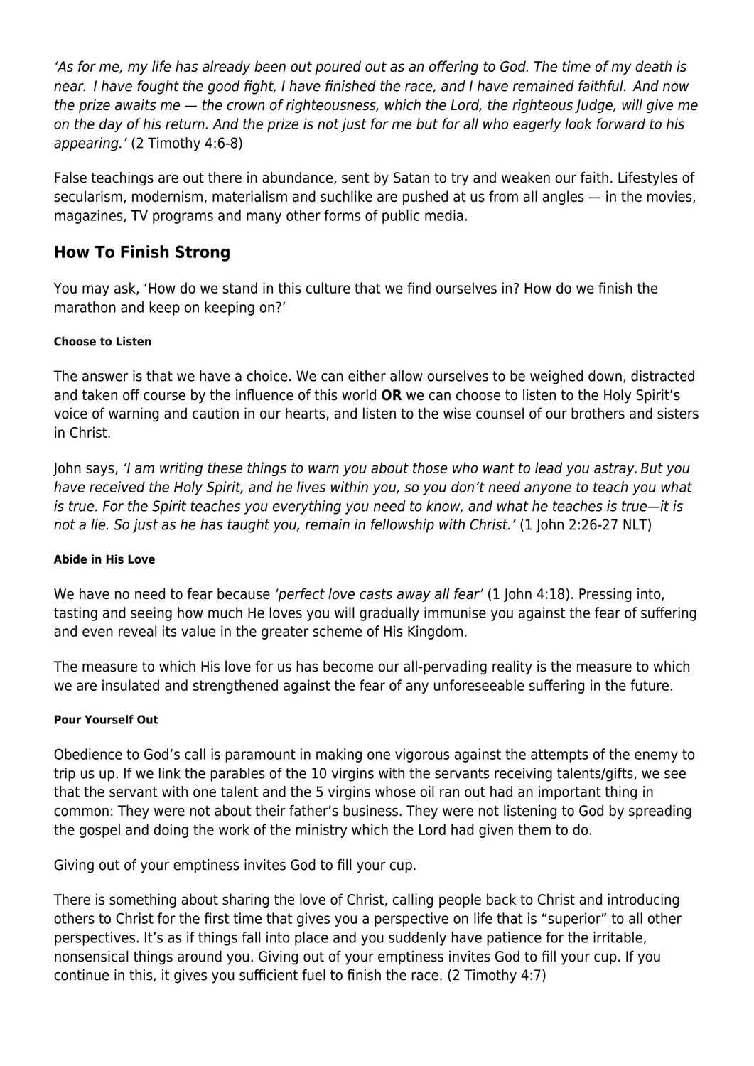*'As for me, my life has already been out poured out as an offering to God. The time of my death is near. I have fought the good fight, I have finished the race, and I have remained faithful. And now the prize awaits me — the crown of righteousness, which the Lord, the righteous Judge, will give me on the day of his return. And the prize is not just for me but for all who eagerly look forward to his appearing.'* (2 Timothy 4:6-8)

False teachings are out there in abundance, sent by Satan to try and weaken our faith. Lifestyles of secularism, modernism, materialism and suchlike are pushed at us from all angles — in the movies, magazines, TV programs and many other forms of public media.

## How To Finish Strong

You may ask, 'How do we stand in this culture that we find ourselves in? How do we finish the marathon and keep on keeping on?'

##### Choose to Listen

The answer is that we have a choice. We can either allow ourselves to be weighed down, distracted and taken off course by the influence of this world **OR** we can choose to listen to the Holy Spirit's voice of warning and caution in our hearts, and listen to the wise counsel of our brothers and sisters in Christ.

John says, *'I am writing these things to warn you about those who want to lead you astray. But you have received the Holy Spirit, and he lives within you, so you don't need anyone to teach you what is true. For the Spirit teaches you everything you need to know, and what he teaches is true—it is not a lie. So just as he has taught you, remain in fellowship with Christ.'* (1 John 2:26-27 NLT)

##### Abide in His Love

We have no need to fear because *'perfect love casts away all fear'* (1 John 4:18). Pressing into, tasting and seeing how much He loves you will gradually immunise you against the fear of suffering and even reveal its value in the greater scheme of His Kingdom.

The measure to which His love for us has become our all-pervading reality is the measure to which we are insulated and strengthened against the fear of any unforeseeable suffering in the future.

##### Pour Yourself Out

Obedience to God's call is paramount in making one vigorous against the attempts of the enemy to trip us up. If we link the parables of the 10 virgins with the servants receiving talents/gifts, we see that the servant with one talent and the 5 virgins whose oil ran out had an important thing in common: They were not about their father's business. They were not listening to God by spreading the gospel and doing the work of the ministry which the Lord had given them to do.

Giving out of your emptiness invites God to fill your cup.

There is something about sharing the love of Christ, calling people back to Christ and introducing others to Christ for the first time that gives you a perspective on life that is "superior" to all other perspectives. It's as if things fall into place and you suddenly have patience for the irritable, nonsensical things around you. Giving out of your emptiness invites God to fill your cup. If you continue in this, it gives you sufficient fuel to finish the race. (2 Timothy 4:7)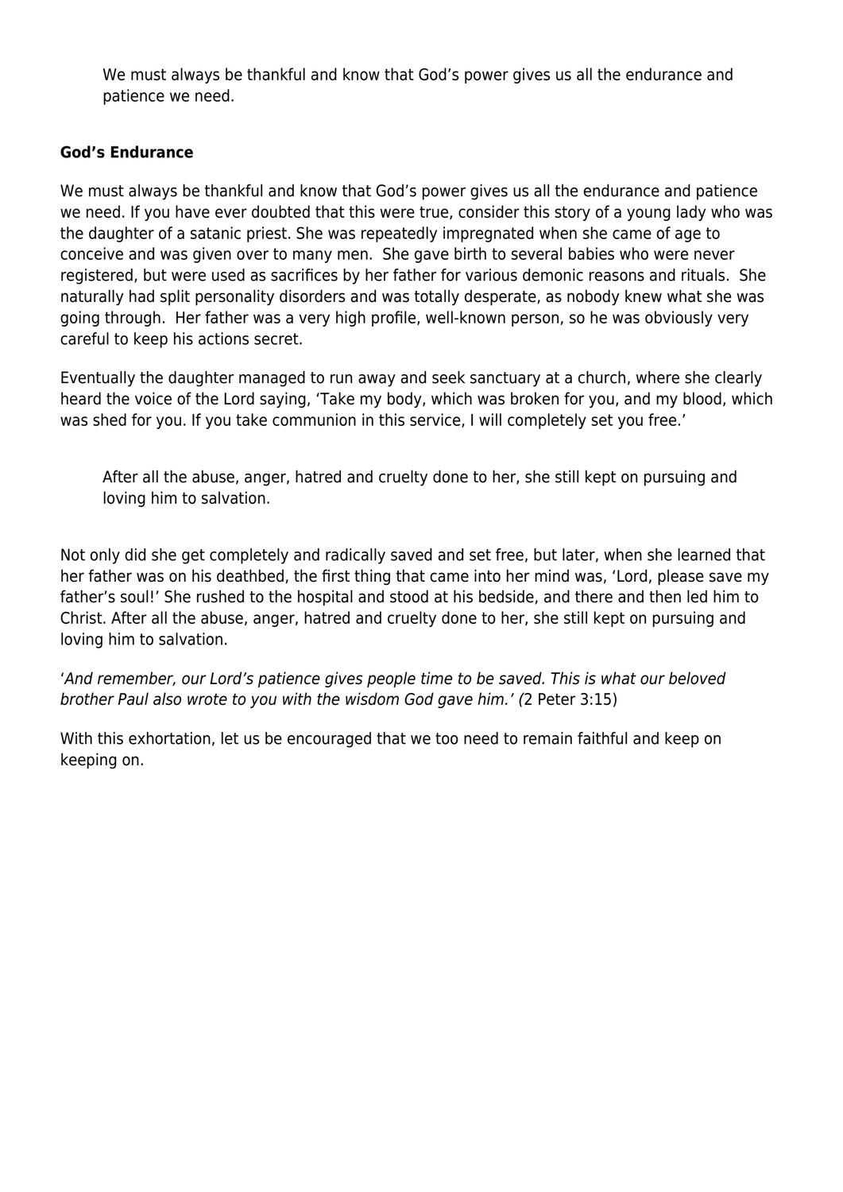> We must always be thankful and know that God's power gives us all the endurance and patience we need.

**God's Endurance**

We must always be thankful and know that God's power gives us all the endurance and patience we need. If you have ever doubted that this were true, consider this story of a young lady who was the daughter of a satanic priest. She was repeatedly impregnated when she came of age to conceive and was given over to many men. She gave birth to several babies who were never registered, but were used as sacrifices by her father for various demonic reasons and rituals. She naturally had split personality disorders and was totally desperate, as nobody knew what she was going through. Her father was a very high profile, well-known person, so he was obviously very careful to keep his actions secret.

Eventually the daughter managed to run away and seek sanctuary at a church, where she clearly heard the voice of the Lord saying, 'Take my body, which was broken for you, and my blood, which was shed for you. If you take communion in this service, I will completely set you free.'

> After all the abuse, anger, hatred and cruelty done to her, she still kept on pursuing and loving him to salvation.

Not only did she get completely and radically saved and set free, but later, when she learned that her father was on his deathbed, the first thing that came into her mind was, 'Lord, please save my father's soul!' She rushed to the hospital and stood at his bedside, and there and then led him to Christ. After all the abuse, anger, hatred and cruelty done to her, she still kept on pursuing and loving him to salvation.

'*And remember, our Lord's patience gives people time to be saved. This is what our beloved brother Paul also wrote to you with the wisdom God gave him.' (*2 Peter 3:15)

With this exhortation, let us be encouraged that we too need to remain faithful and keep on keeping on.